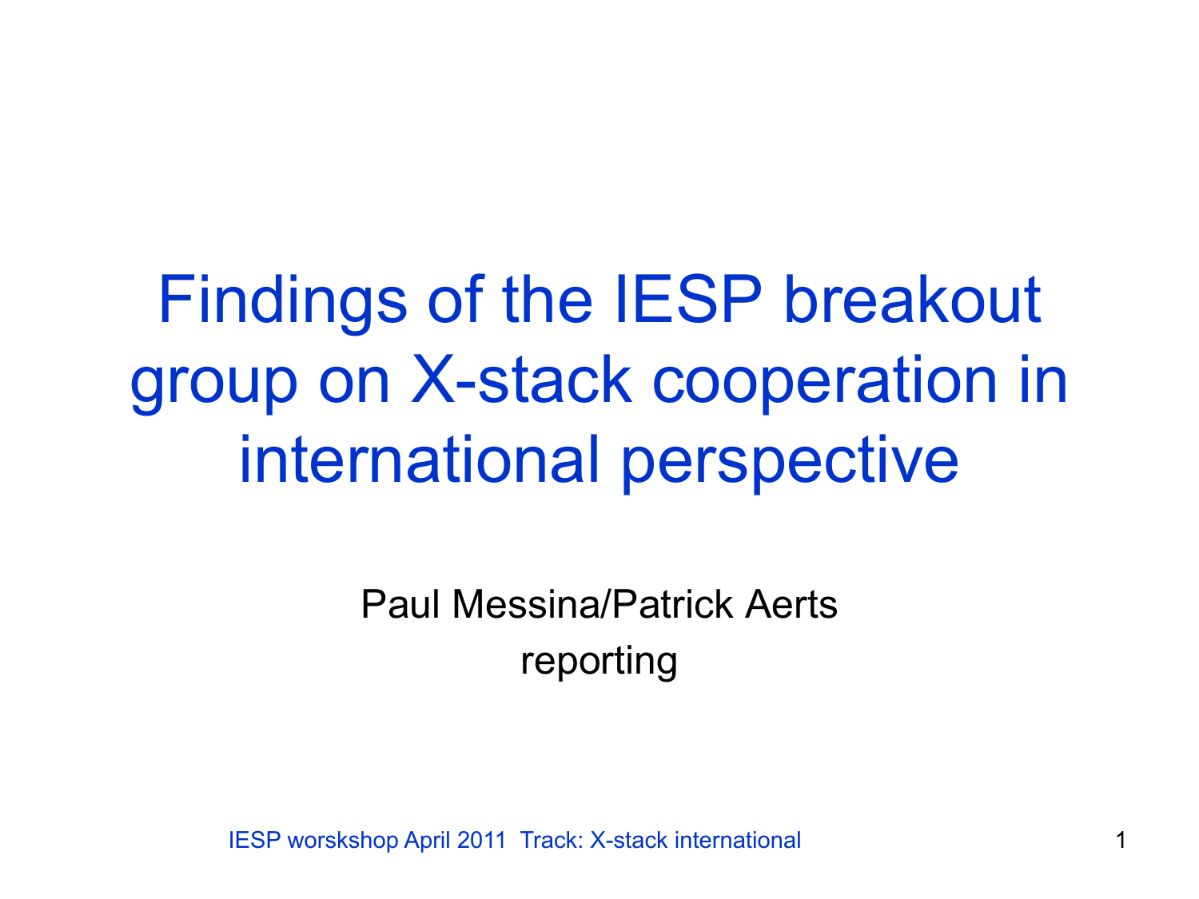# Findings of the IESP breakout group on X-stack cooperation in international perspective

Paul Messina/Patrick Aerts

reporting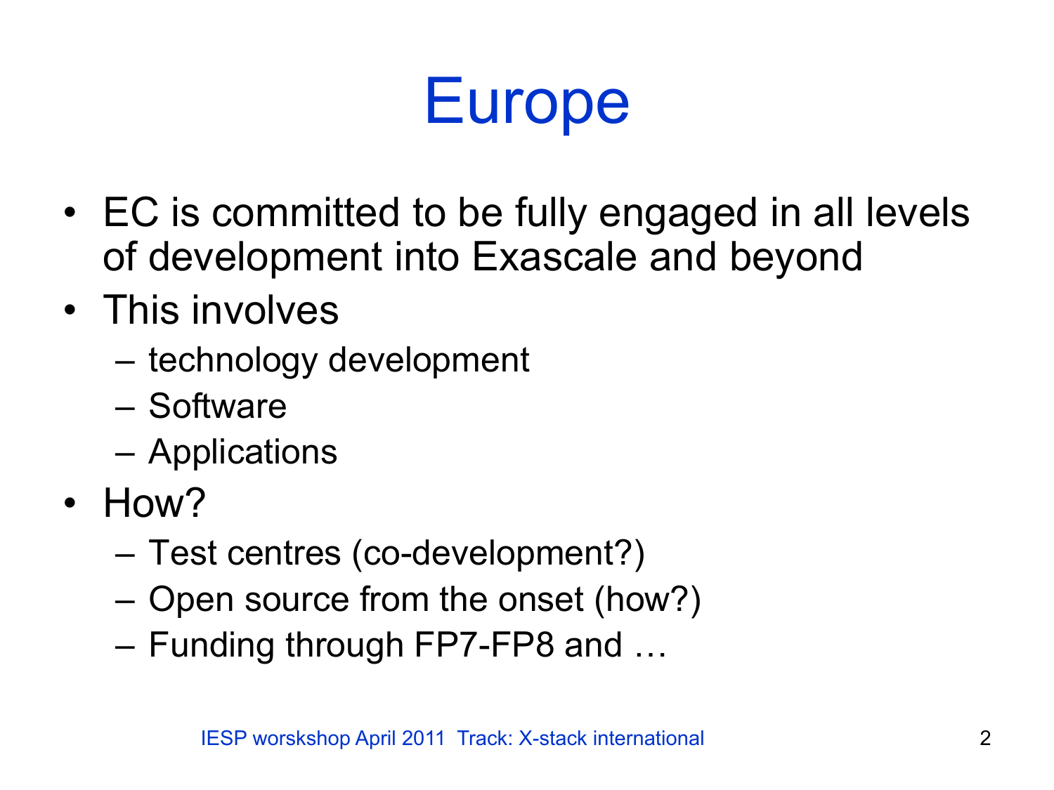# Europe

- EC is committed to be fully engaged in all levels of development into Exascale and beyond
- This involves
  - technology development
  - Software
  - Applications
- How?
  - Test centres (co-development?)
  - Open source from the onset (how?)
  - Funding through FP7-FP8 and …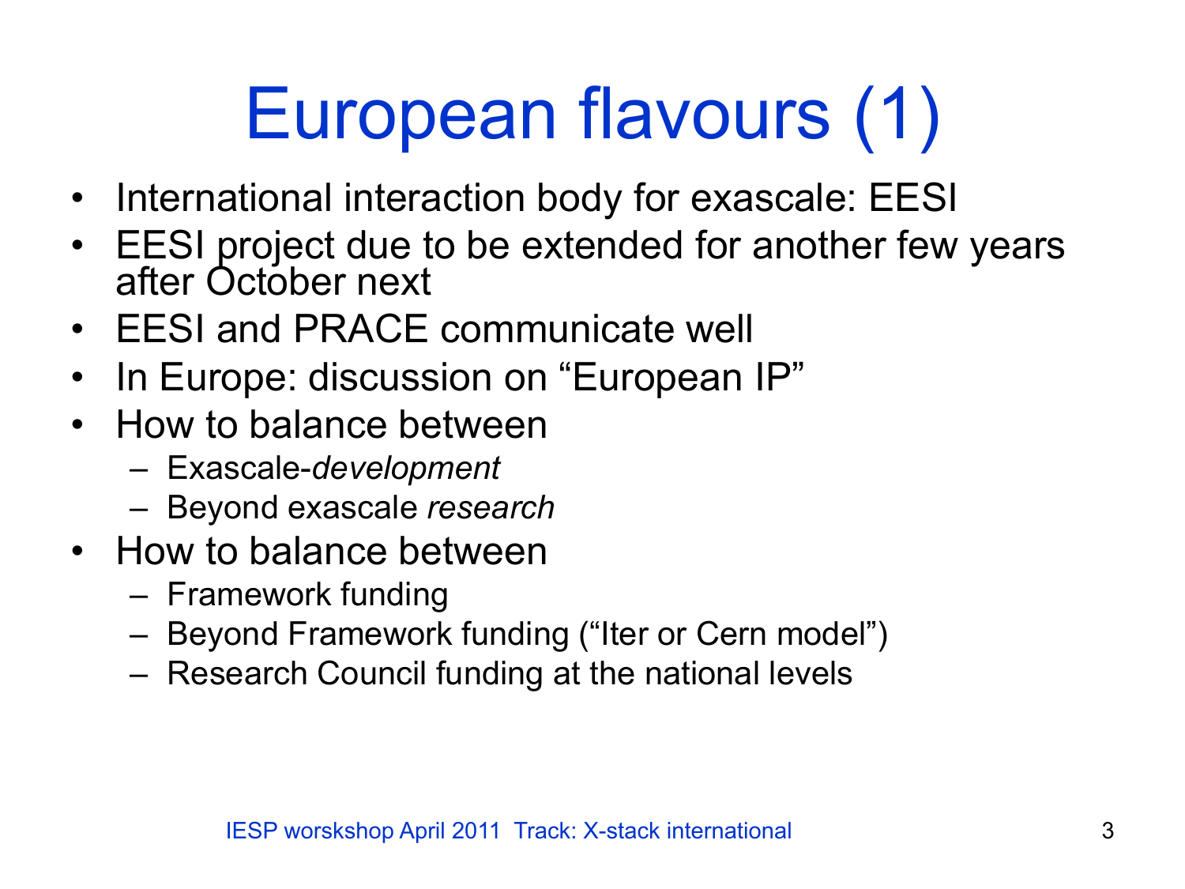# European flavours (1)

- International interaction body for exascale: EESI
- EESI project due to be extended for another few years after October next
- EESI and PRACE communicate well
- In Europe: discussion on “European IP”
- How to balance between
  - Exascale-*development*
  - Beyond exascale *research*
- How to balance between
  - Framework funding
  - Beyond Framework funding (“Iter or Cern model”)
  - Research Council funding at the national levels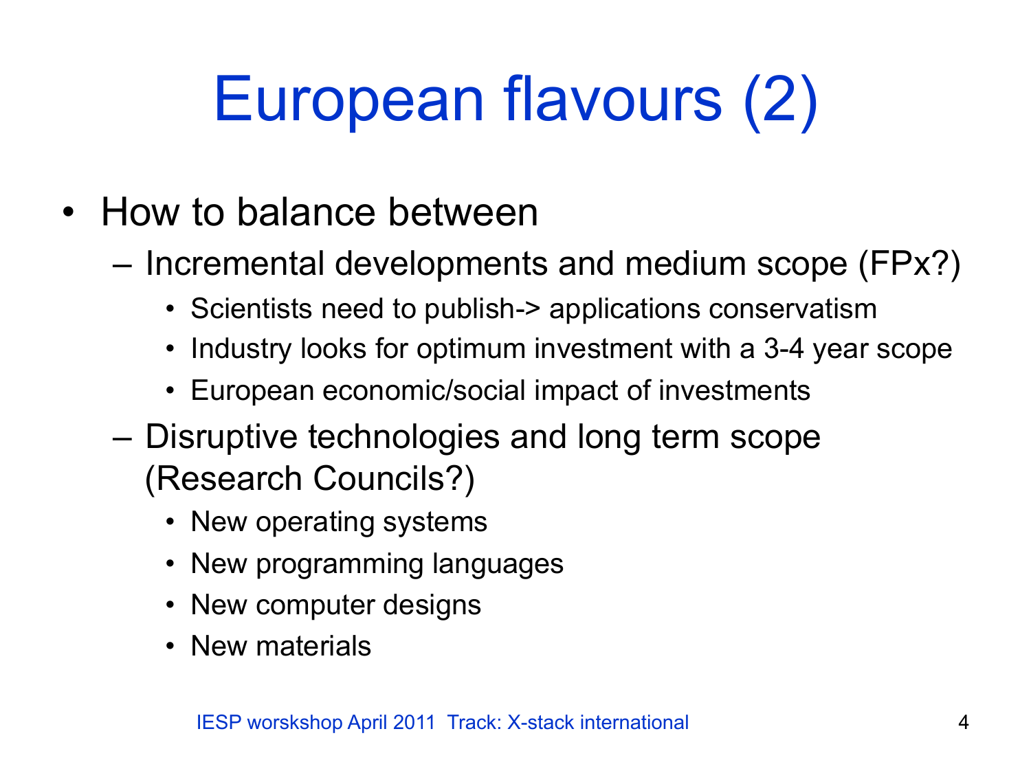# European flavours (2)

- How to balance between
  - Incremental developments and medium scope (FPx?)
    - Scientists need to publish-> applications conservatism
    - Industry looks for optimum investment with a 3-4 year scope
    - European economic/social impact of investments
  - Disruptive technologies and long term scope (Research Councils?)
    - New operating systems
    - New programming languages
    - New computer designs
    - New materials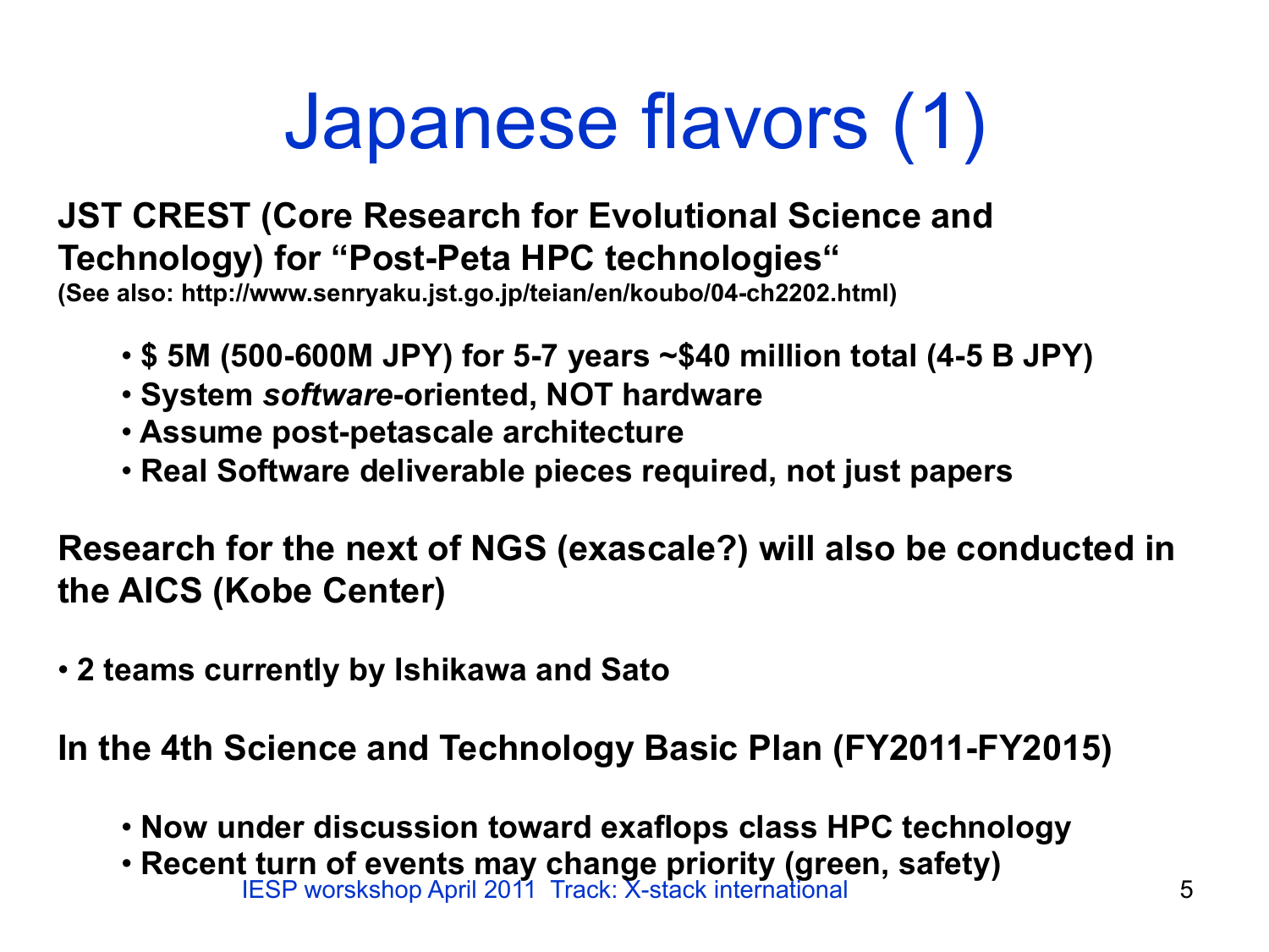# Japanese flavors (1)

**JST CREST (Core Research for Evolutional Science and Technology) for "Post-Peta HPC technologies"**
**(See also: http://www.senryaku.jst.go.jp/teian/en/koubo/04-ch2202.html)**

- **$ 5M (500-600M JPY) for 5-7 years ~$40 million total (4-5 B JPY)**
- **System *software*-oriented, NOT hardware**
- **Assume post-petascale architecture**
- **Real Software deliverable pieces required, not just papers**

**Research for the next of NGS (exascale?) will also be conducted in the AICS (Kobe Center)**

- **2 teams currently by Ishikawa and Sato**

**In the 4th Science and Technology Basic Plan (FY2011-FY2015)**

- **Now under discussion toward exaflops class HPC technology**
- **Recent turn of events may change priority (green, safety)**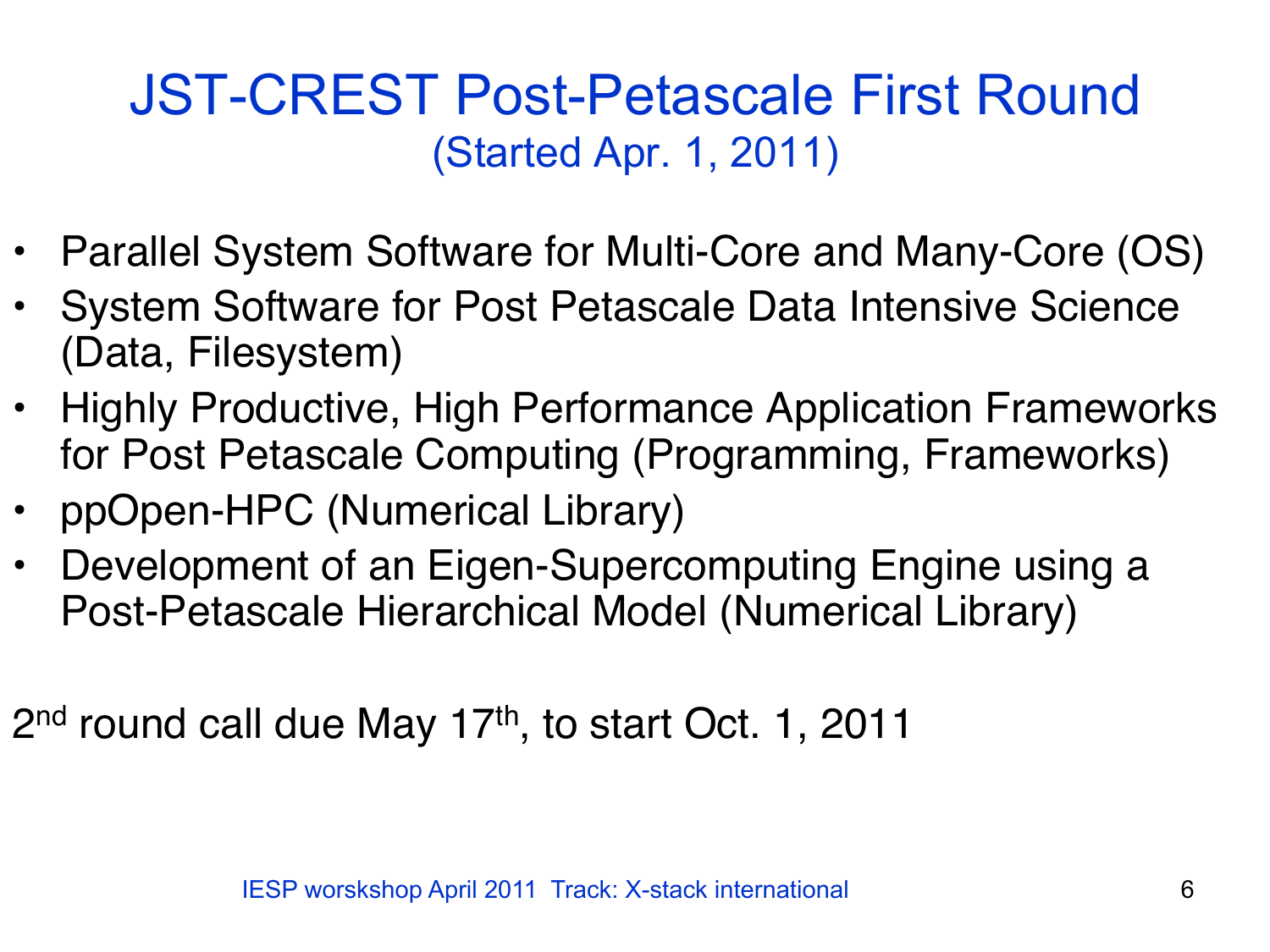# JST-CREST Post-Petascale First Round

## (Started Apr. 1, 2011)

- Parallel System Software for Multi-Core and Many-Core (OS)
- System Software for Post Petascale Data Intensive Science (Data, Filesystem)
- Highly Productive, High Performance Application Frameworks for Post Petascale Computing (Programming, Frameworks)
- ppOpen-HPC (Numerical Library)
- Development of an Eigen-Supercomputing Engine using a Post-Petascale Hierarchical Model (Numerical Library)

2nd round call due May 17th, to start Oct. 1, 2011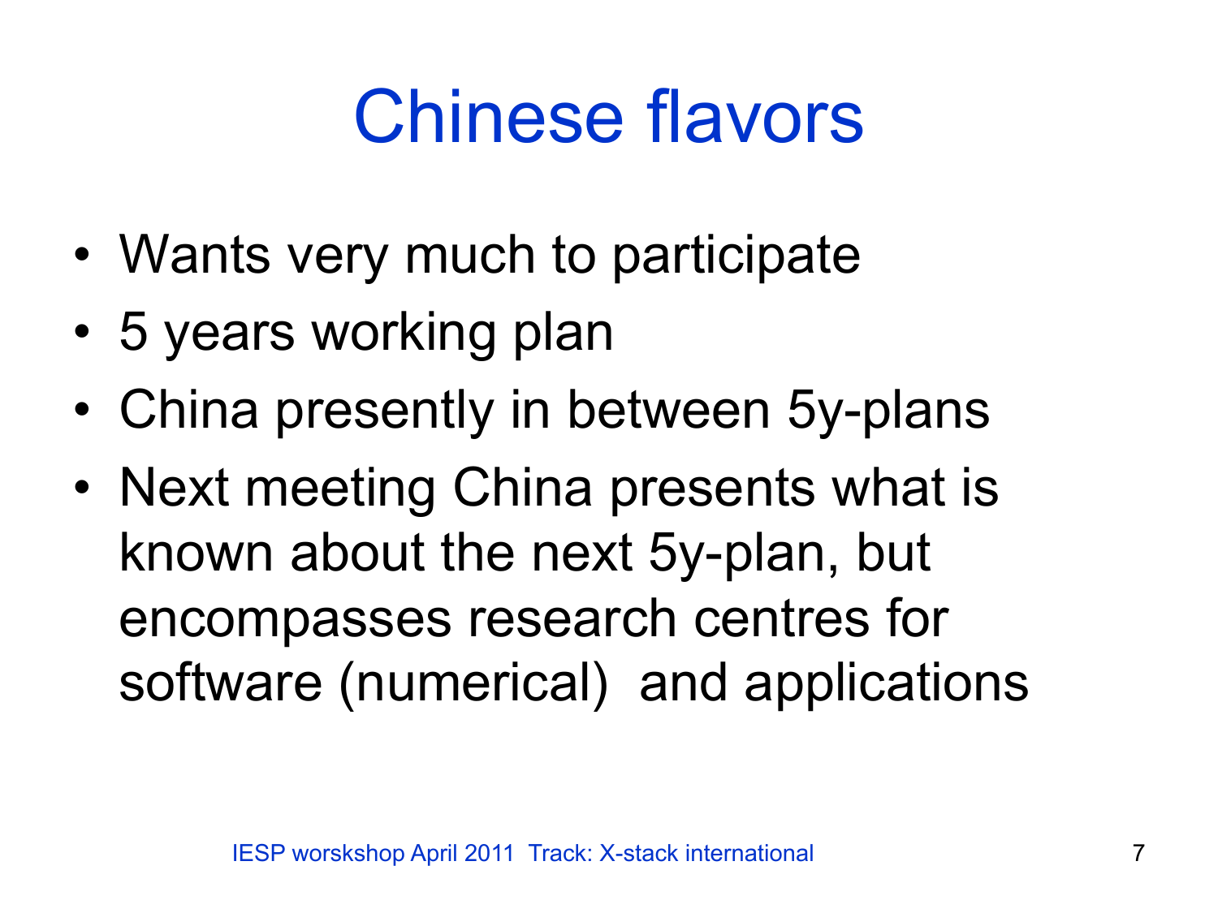# Chinese flavors

- Wants very much to participate
- 5 years working plan
- China presently in between 5y-plans
- Next meeting China presents what is known about the next 5y-plan, but encompasses research centres for software (numerical) and applications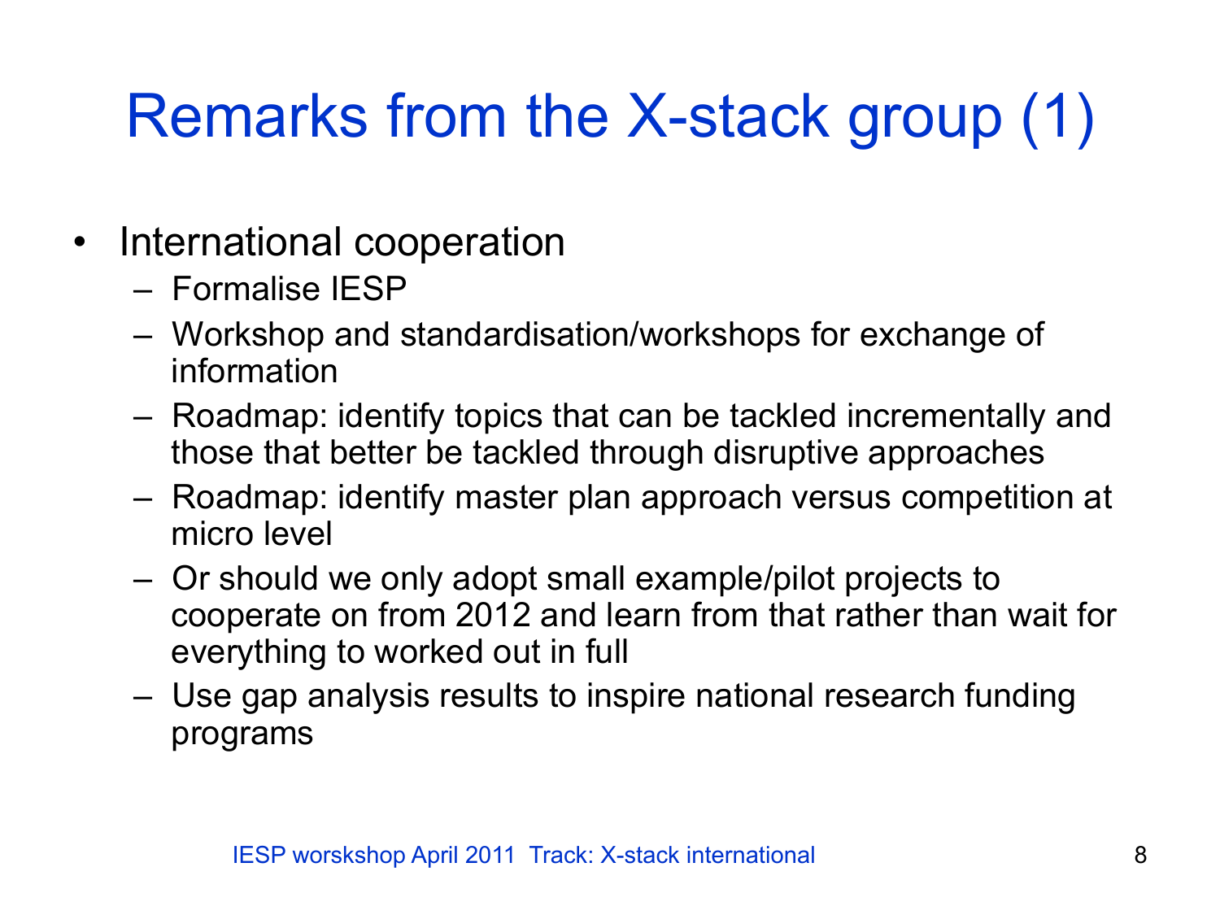# Remarks from the X-stack group (1)

- International cooperation
  - Formalise IESP
  - Workshop and standardisation/workshops for exchange of information
  - Roadmap: identify topics that can be tackled incrementally and those that better be tackled through disruptive approaches
  - Roadmap: identify master plan approach versus competition at micro level
  - Or should we only adopt small example/pilot projects to cooperate on from 2012 and learn from that rather than wait for everything to worked out in full
  - Use gap analysis results to inspire national research funding programs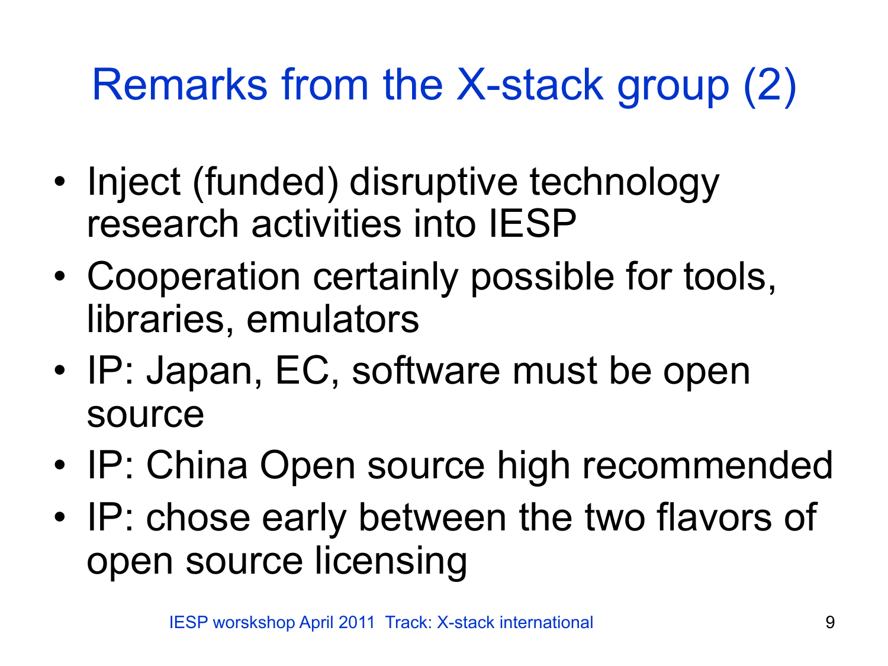# Remarks from the X-stack group (2)

- Inject (funded) disruptive technology research activities into IESP
- Cooperation certainly possible for tools, libraries, emulators
- IP: Japan, EC, software must be open source
- IP: China Open source high recommended
- IP: chose early between the two flavors of open source licensing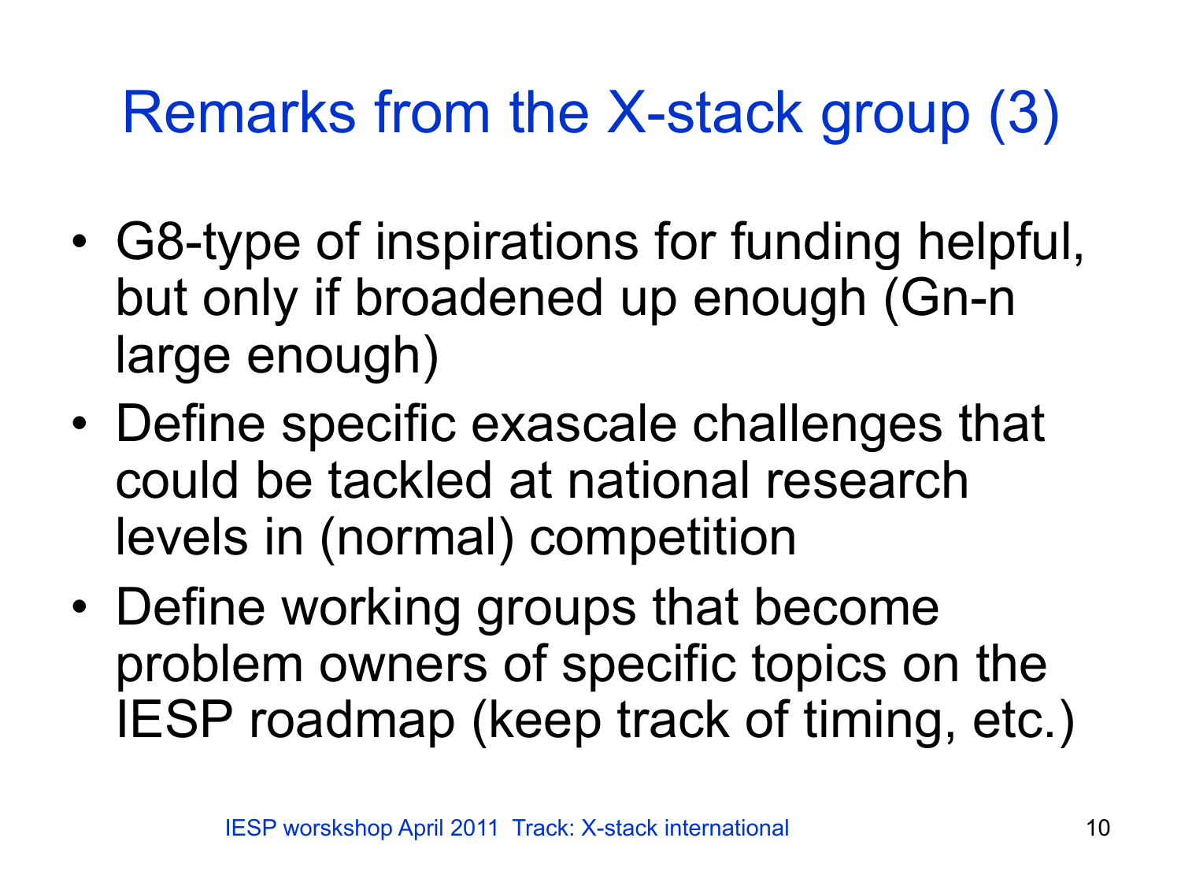# Remarks from the X-stack group (3)

- G8-type of inspirations for funding helpful, but only if broadened up enough (Gn-n large enough)
- Define specific exascale challenges that could be tackled at national research levels in (normal) competition
- Define working groups that become problem owners of specific topics on the IESP roadmap (keep track of timing, etc.)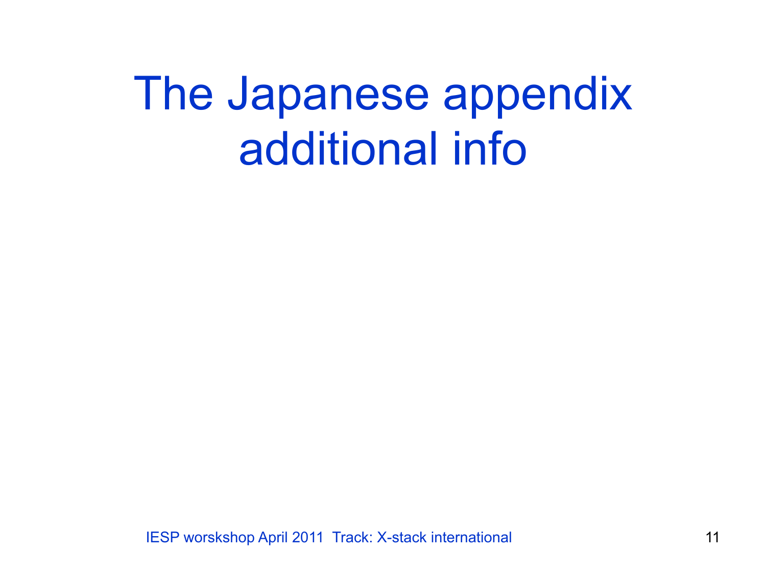# The Japanese appendix additional info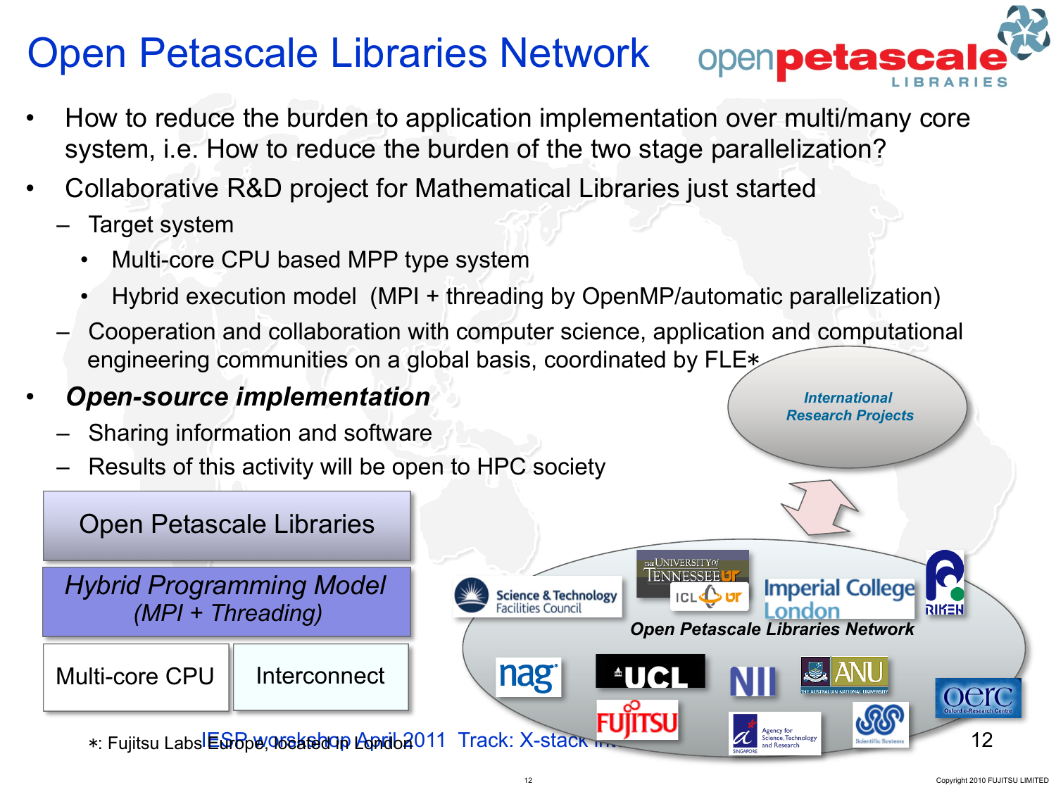# Open Petascale Libraries Network

- How to reduce the burden to application implementation over multi/many core system, i.e. How to reduce the burden of the two stage parallelization?
- Collaborative R&D project for Mathematical Libraries just started
  - Target system
    - Multi-core CPU based MPP type system
    - Hybrid execution model (MPI + threading by OpenMP/automatic parallelization)
  - Cooperation and collaboration with computer science, application and computational engineering communities on a global basis, coordinated by FLE∗
- ***Open-source implementation***
  - Sharing information and software
  - Results of this activity will be open to HPC society

Open Petascale Libraries

*Hybrid Programming Model (MPI + Threading)*

Multi-core CPU | Interconnect

*International Research Projects*

*Open Petascale Libraries Network*

Science & Technology Facilities Council, The University of Tennessee, ICL, Imperial College London, RIKEN, nag, UCL, NII, ANU The Australian National University, oerc Oxford e-Research Centre, FUJITSU, Agency for Science, Technology and Research Singapore, Scientific Systems

∗: Fujitsu Labs Europe, located in London

IESP workshop April 2011 Track: X-stack